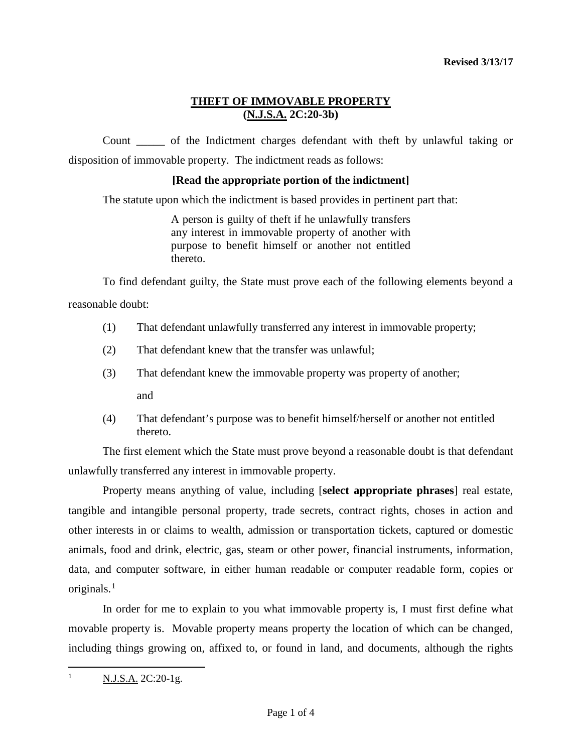**Revised 3/13/17**

## THEFT OF IMMOVABLE PROPERTY
## (N.J.S.A. 2C:20-3b)

Count _____ of the Indictment charges defendant with theft by unlawful taking or disposition of immovable property. The indictment reads as follows:

**[Read the appropriate portion of the indictment]**

The statute upon which the indictment is based provides in pertinent part that:

> A person is guilty of theft if he unlawfully transfers any interest in immovable property of another with purpose to benefit himself or another not entitled thereto.

To find defendant guilty, the State must prove each of the following elements beyond a reasonable doubt:

(1) That defendant unlawfully transferred any interest in immovable property;

(2) That defendant knew that the transfer was unlawful;

(3) That defendant knew the immovable property was property of another; and

(4) That defendant's purpose was to benefit himself/herself or another not entitled thereto.

The first element which the State must prove beyond a reasonable doubt is that defendant unlawfully transferred any interest in immovable property.

Property means anything of value, including [**select appropriate phrases**] real estate, tangible and intangible personal property, trade secrets, contract rights, choses in action and other interests in or claims to wealth, admission or transportation tickets, captured or domestic animals, food and drink, electric, gas, steam or other power, financial instruments, information, data, and computer software, in either human readable or computer readable form, copies or originals.[1]

In order for me to explain to you what immovable property is, I must first define what movable property is. Movable property means property the location of which can be changed, including things growing on, affixed to, or found in land, and documents, although the rights

---

[1] N.J.S.A. 2C:20-1g.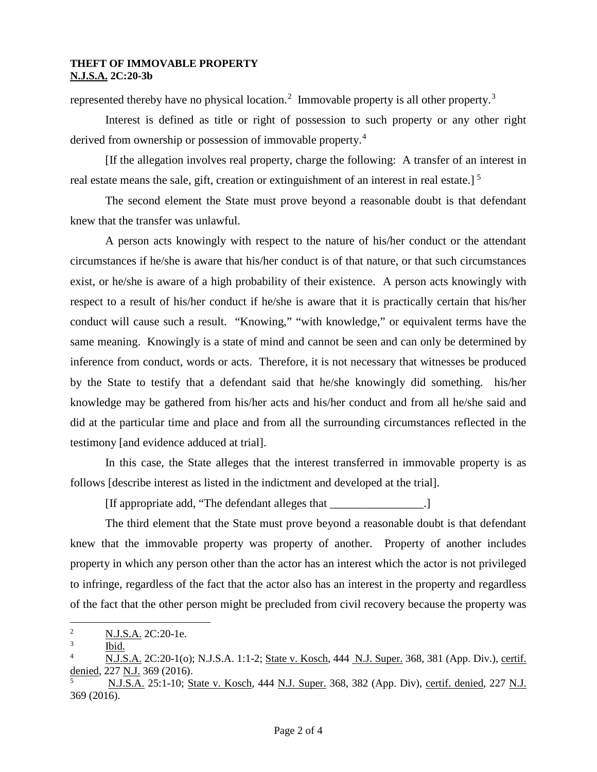represented thereby have no physical location.[2] Immovable property is all other property.[3]

Interest is defined as title or right of possession to such property or any other right derived from ownership or possession of immovable property.[4]

[If the allegation involves real property, charge the following: A transfer of an interest in real estate means the sale, gift, creation or extinguishment of an interest in real estate.] [5]

The second element the State must prove beyond a reasonable doubt is that defendant knew that the transfer was unlawful.

A person acts knowingly with respect to the nature of his/her conduct or the attendant circumstances if he/she is aware that his/her conduct is of that nature, or that such circumstances exist, or he/she is aware of a high probability of their existence. A person acts knowingly with respect to a result of his/her conduct if he/she is aware that it is practically certain that his/her conduct will cause such a result. "Knowing," "with knowledge," or equivalent terms have the same meaning. Knowingly is a state of mind and cannot be seen and can only be determined by inference from conduct, words or acts. Therefore, it is not necessary that witnesses be produced by the State to testify that a defendant said that he/she knowingly did something. his/her knowledge may be gathered from his/her acts and his/her conduct and from all he/she said and did at the particular time and place and from all the surrounding circumstances reflected in the testimony [and evidence adduced at trial].

In this case, the State alleges that the interest transferred in immovable property is as follows [describe interest as listed in the indictment and developed at the trial].

[If appropriate add, "The defendant alleges that ________________.]

The third element that the State must prove beyond a reasonable doubt is that defendant knew that the immovable property was property of another. Property of another includes property in which any person other than the actor has an interest which the actor is not privileged to infringe, regardless of the fact that the actor also has an interest in the property and regardless of the fact that the other person might be precluded from civil recovery because the property was

---

[2] N.J.S.A. 2C:20-1e.

[3] Ibid.

[4] N.J.S.A. 2C:20-1(o); N.J.S.A. 1:1-2; State v. Kosch, 444 N.J. Super. 368, 381 (App. Div.), certif. denied, 227 N.J. 369 (2016).

[5] N.J.S.A. 25:1-10; State v. Kosch, 444 N.J. Super. 368, 382 (App. Div), certif. denied, 227 N.J. 369 (2016).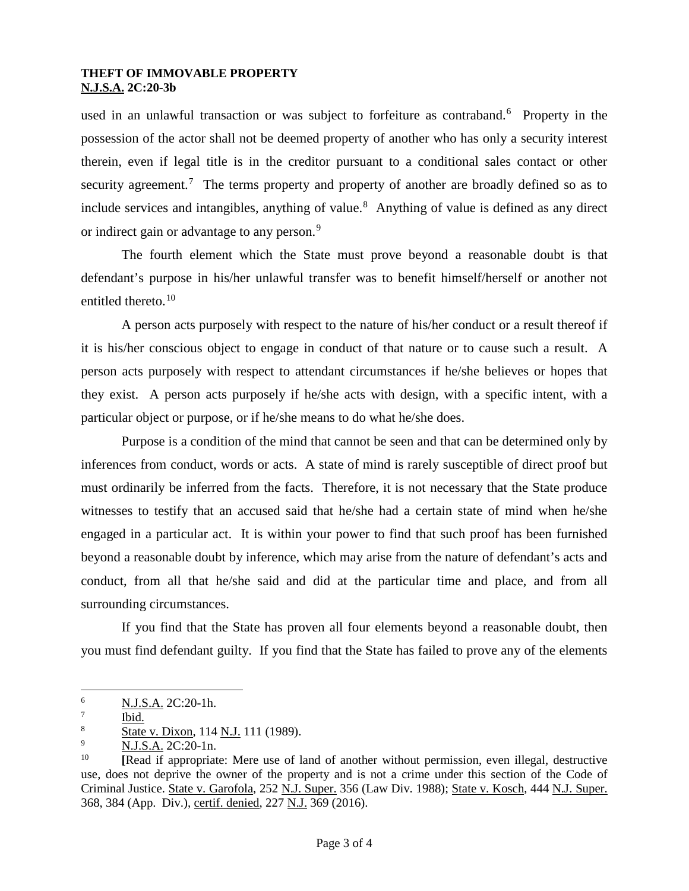used in an unlawful transaction or was subject to forfeiture as contraband.[6] Property in the possession of the actor shall not be deemed property of another who has only a security interest therein, even if legal title is in the creditor pursuant to a conditional sales contact or other security agreement.[7] The terms property and property of another are broadly defined so as to include services and intangibles, anything of value.[8] Anything of value is defined as any direct or indirect gain or advantage to any person.[9]

The fourth element which the State must prove beyond a reasonable doubt is that defendant's purpose in his/her unlawful transfer was to benefit himself/herself or another not entitled thereto.[10]

A person acts purposely with respect to the nature of his/her conduct or a result thereof if it is his/her conscious object to engage in conduct of that nature or to cause such a result. A person acts purposely with respect to attendant circumstances if he/she believes or hopes that they exist. A person acts purposely if he/she acts with design, with a specific intent, with a particular object or purpose, or if he/she means to do what he/she does.

Purpose is a condition of the mind that cannot be seen and that can be determined only by inferences from conduct, words or acts. A state of mind is rarely susceptible of direct proof but must ordinarily be inferred from the facts. Therefore, it is not necessary that the State produce witnesses to testify that an accused said that he/she had a certain state of mind when he/she engaged in a particular act. It is within your power to find that such proof has been furnished beyond a reasonable doubt by inference, which may arise from the nature of defendant's acts and conduct, from all that he/she said and did at the particular time and place, and from all surrounding circumstances.

If you find that the State has proven all four elements beyond a reasonable doubt, then you must find defendant guilty. If you find that the State has failed to prove any of the elements

---

[6] N.J.S.A. 2C:20-1h.

[7] Ibid.

[8] State v. Dixon, 114 N.J. 111 (1989).

[9] N.J.S.A. 2C:20-1n.

[10] **[**Read if appropriate: Mere use of land of another without permission, even illegal, destructive use, does not deprive the owner of the property and is not a crime under this section of the Code of Criminal Justice. State v. Garofola, 252 N.J. Super. 356 (Law Div. 1988); State v. Kosch, 444 N.J. Super. 368, 384 (App. Div.), certif. denied, 227 N.J. 369 (2016).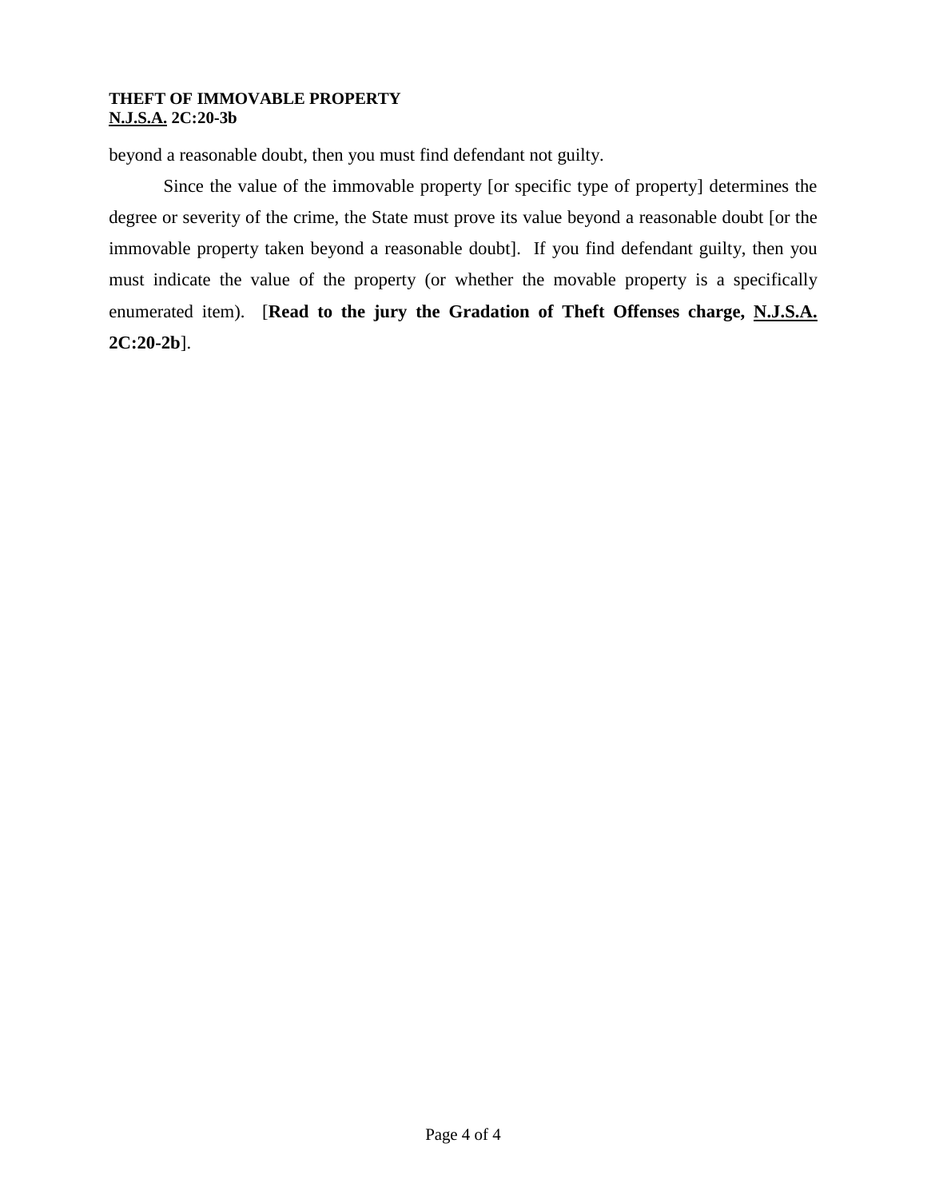beyond a reasonable doubt, then you must find defendant not guilty.

Since the value of the immovable property [or specific type of property] determines the degree or severity of the crime, the State must prove its value beyond a reasonable doubt [or the immovable property taken beyond a reasonable doubt]. If you find defendant guilty, then you must indicate the value of the property (or whether the movable property is a specifically enumerated item). [**Read to the jury the Gradation of Theft Offenses charge, N.J.S.A. 2C:20-2b**].